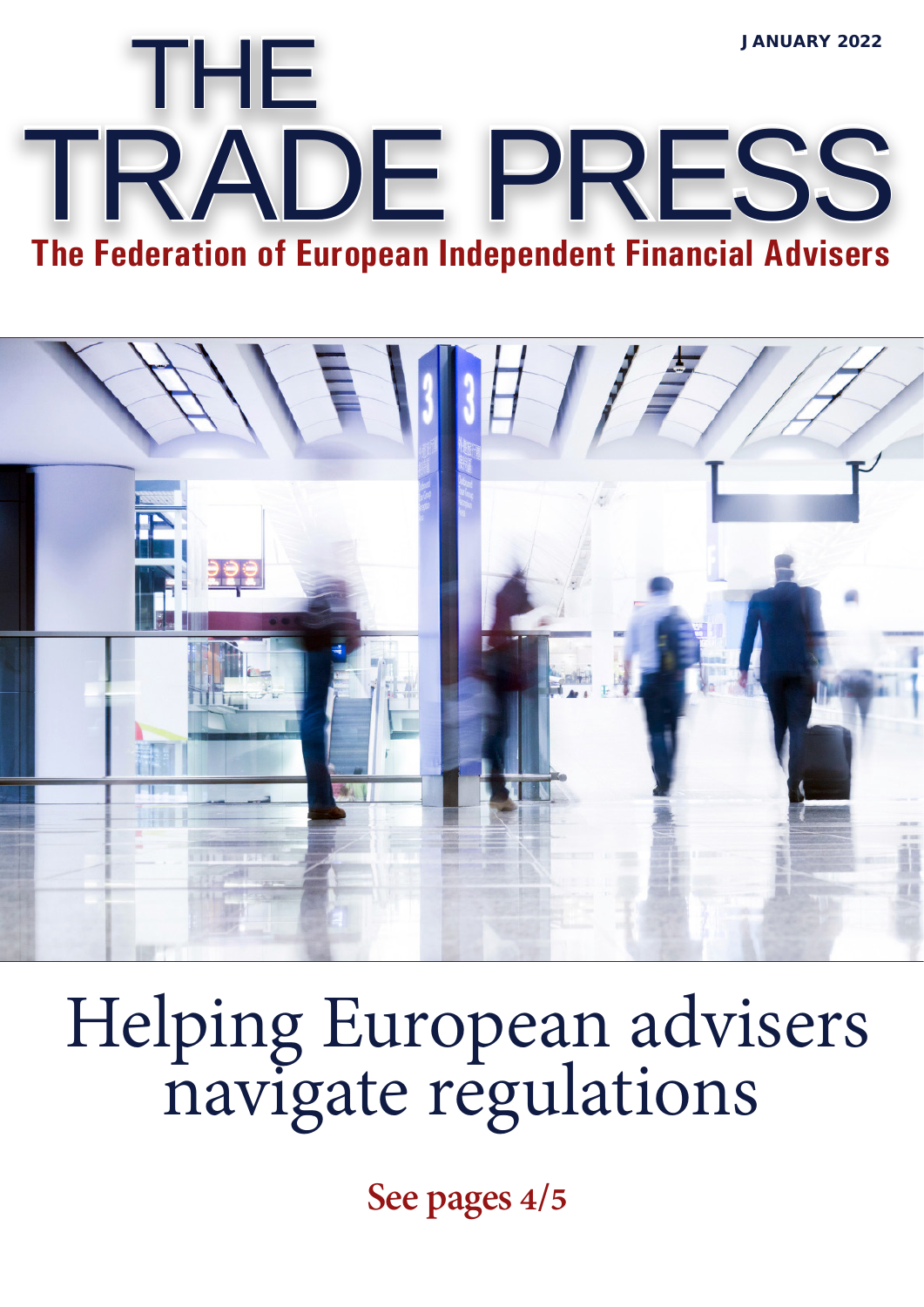JANUARY 2022

# THE TRADE PRESS

**The Federation of European Independent Financial Advisers**

## Helping European advisers navigate regulations

**See pages 4/5**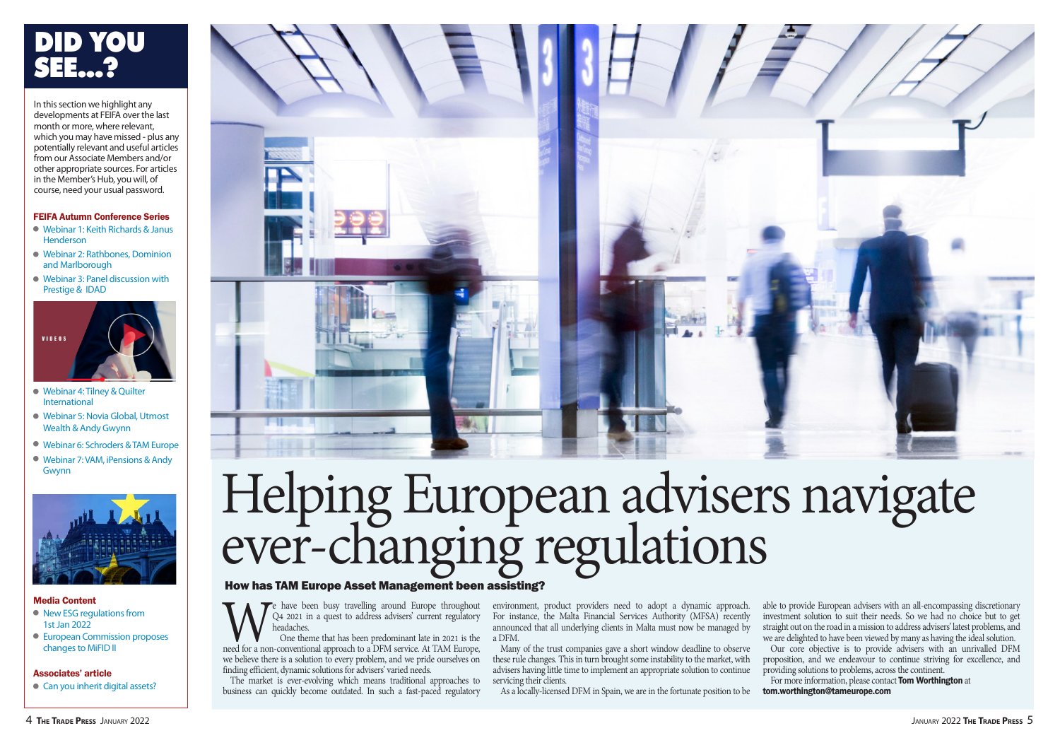# DID YOU SEE...?

In this section we highlight any developments at FEIFA over the last month or more, where relevant, which you may have missed - plus any potentially relevant and useful articles from our Associate Members and/or other appropriate sources. For articles in the Member's Hub, you will, of course, need your usual password.

**FEIFA Autumn Conference Series**

- Webinar 1: Keith Richards & Janus Henderson
- Webinar 2: Rathbones, Dominion and Marlborough
- Webinar 3: Panel discussion with Prestige & IDAD
- Webinar 4: Tilney & Quilter International
- Webinar 5: Novia Global, Utmost Wealth & Andy Gwynn
- Webinar 6: Schroders & TAM Europe
- Webinar 7: VAM, iPensions & Andy Gwynn

**Media Content**

- New ESG regulations from 1st Jan 2022
- European Commission proposes changes to MiFID II

**Associates' article**

- Can you inherit digital assets?

# Helping European advisers navigate ever-changing regulations

## How has TAM Europe Asset Management been assisting?

We have been busy travelling around Europe throughout Q4 2021 in a quest to address advisers' current regulatory headaches.

One theme that has been predominant late in 2021 is the need for a non-conventional approach to a DFM service. At TAM Europe, we believe there is a solution to every problem, and we pride ourselves on finding efficient, dynamic solutions for advisers' varied needs.

The market is ever-evolving which means traditional approaches to business can quickly become outdated. In such a fast-paced regulatory environment, product providers need to adopt a dynamic approach. For instance, the Malta Financial Services Authority (MFSA) recently announced that all underlying clients in Malta must now be managed by a DFM.

Many of the trust companies gave a short window deadline to observe these rule changes. This in turn brought some instability to the market, with advisers having little time to implement an appropriate solution to continue servicing their clients.

As a locally-licensed DFM in Spain, we are in the fortunate position to be able to provide European advisers with an all-encompassing discretionary investment solution to suit their needs. So we had no choice but to get straight out on the road in a mission to address advisers' latest problems, and we are delighted to have been viewed by many as having the ideal solution.

Our core objective is to provide advisers with an unrivalled DFM proposition, and we endeavour to continue striving for excellence, and providing solutions to problems, across the continent.

For more information, please contact **Tom Worthington** at **tom.worthington@tameurope.com**